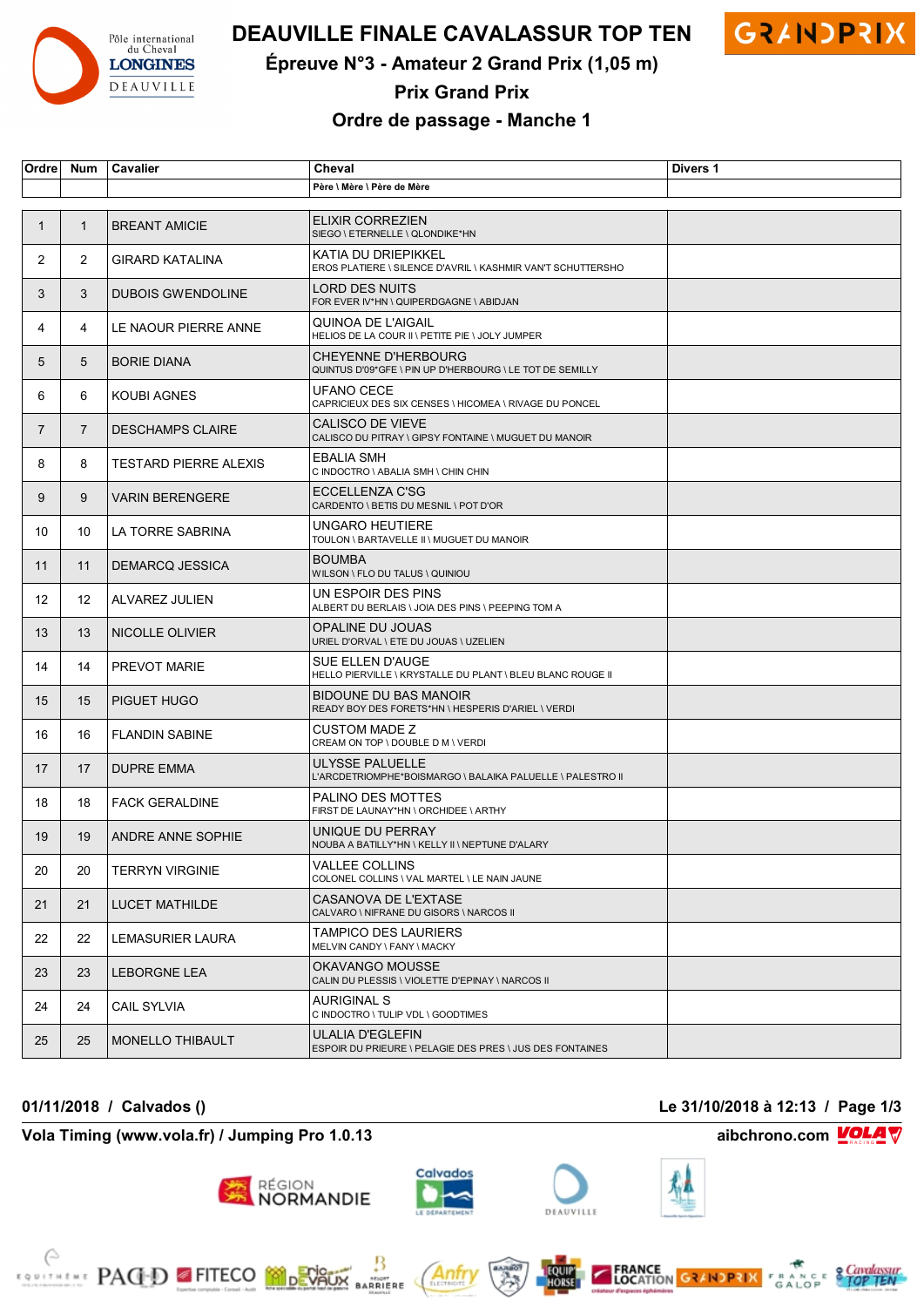# DEAUVILLE FINALE CAVALASSUR TOP TEN

## Épreuve N°3 - Amateur 2 Grand Prix (1,05 m)

## Prix Grand Prix

## Ordre de passage - Manche 1

| Ordre | Num | Cavalier | Cheval<br>Père \ Mère \ Père de Mère | Divers 1 |
|---|---|---|---|---|
| 1 | 1 | BREANT AMICIE | ELIXIR CORREZIEN<br>SIEGO \ ETERNELLE \ QLONDIKE*HN | |
| 2 | 2 | GIRARD KATALINA | KATIA DU DRIEPIKKEL<br>EROS PLATIERE \ SILENCE D'AVRIL \ KASHMIR VAN'T SCHUTTERSHO | |
| 3 | 3 | DUBOIS GWENDOLINE | LORD DES NUITS<br>FOR EVER IV*HN \ QUIPERDGAGNE \ ABIDJAN | |
| 4 | 4 | LE NAOUR PIERRE ANNE | QUINOA DE L'AIGAIL<br>HELIOS DE LA COUR II \ PETITE PIE \ JOLY JUMPER | |
| 5 | 5 | BORIE DIANA | CHEYENNE D'HERBOURG<br>QUINTUS D'09*GFE \ PIN UP D'HERBOURG \ LE TOT DE SEMILLY | |
| 6 | 6 | KOUBI AGNES | UFANO CECE<br>CAPRICIEUX DES SIX CENSES \ HICOMEA \ RIVAGE DU PONCEL | |
| 7 | 7 | DESCHAMPS CLAIRE | CALISCO DE VIEVE<br>CALISCO DU PITRAY \ GIPSY FONTAINE \ MUGUET DU MANOIR | |
| 8 | 8 | TESTARD PIERRE ALEXIS | EBALIA SMH<br>C INDOCTRO \ ABALIA SMH \ CHIN CHIN | |
| 9 | 9 | VARIN BERENGERE | ECCELLENZA C'SG<br>CARDENTO \ BETIS DU MESNIL \ POT D'OR | |
| 10 | 10 | LA TORRE SABRINA | UNGARO HEUTIERE<br>TOULON \ BARTAVELLE II \ MUGUET DU MANOIR | |
| 11 | 11 | DEMARCQ JESSICA | BOUMBA<br>WILSON \ FLO DU TALUS \ QUINIOU | |
| 12 | 12 | ALVAREZ JULIEN | UN ESPOIR DES PINS<br>ALBERT DU BERLAIS \ JOIA DES PINS \ PEEPING TOM A | |
| 13 | 13 | NICOLLE OLIVIER | OPALINE DU JOUAS<br>URIEL D'ORVAL \ ETE DU JOUAS \ UZELIEN | |
| 14 | 14 | PREVOT MARIE | SUE ELLEN D'AUGE<br>HELLO PIERVILLE \ KRYSTALLE DU PLANT \ BLEU BLANC ROUGE II | |
| 15 | 15 | PIGUET HUGO | BIDOUNE DU BAS MANOIR<br>READY BOY DES FORETS*HN \ HESPERIS D'ARIEL \ VERDI | |
| 16 | 16 | FLANDIN SABINE | CUSTOM MADE Z<br>CREAM ON TOP \ DOUBLE D M \ VERDI | |
| 17 | 17 | DUPRE EMMA | ULYSSE PALUELLE<br>L'ARCDETRIOMPHE*BOISMARGO \ BALAIKA PALUELLE \ PALESTRO II | |
| 18 | 18 | FACK GERALDINE | PALINO DES MOTTES<br>FIRST DE LAUNAY*HN \ ORCHIDEE \ ARTHY | |
| 19 | 19 | ANDRE ANNE SOPHIE | UNIQUE DU PERRAY<br>NOUBA A BATILLY*HN \ KELLY II \ NEPTUNE D'ALARY | |
| 20 | 20 | TERRYN VIRGINIE | VALLEE COLLINS<br>COLONEL COLLINS \ VAL MARTEL \ LE NAIN JAUNE | |
| 21 | 21 | LUCET MATHILDE | CASANOVA DE L'EXTASE<br>CALVARO \ NIFRANE DU GISORS \ NARCOS II | |
| 22 | 22 | LEMASURIER LAURA | TAMPICO DES LAURIERS<br>MELVIN CANDY \ FANY \ MACKY | |
| 23 | 23 | LEBORGNE LEA | OKAVANGO MOUSSE<br>CALIN DU PLESSIS \ VIOLETTE D'EPINAY \ NARCOS II | |
| 24 | 24 | CAIL SYLVIA | AURIGINAL S<br>C INDOCTRO \ TULIP VDL \ GOODTIMES | |
| 25 | 25 | MONELLO THIBAULT | ULALIA D'EGLEFIN<br>ESPOIR DU PRIEURE \ PELAGIE DES PRES \ JUS DES FONTAINES | |

**01/11/2018 / Calvados ()** — **Le 31/10/2018 à 12:13**

**Vola Timing (www.vola.fr) / Jumping Pro 1.0.13** — **aibchrono.com**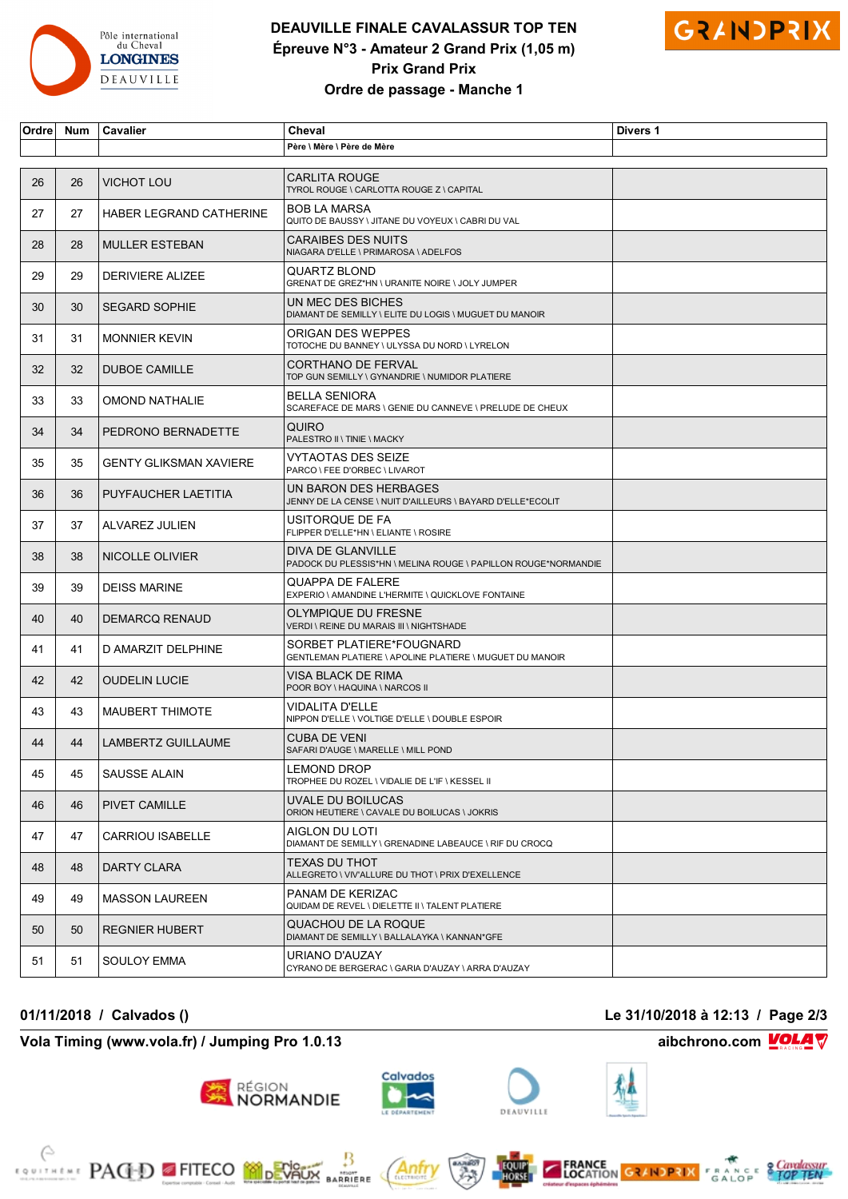# DEAUVILLE FINALE CAVALASSUR TOP TEN

## Épreuve N°3 - Amateur 2 Grand Prix (1,05 m)

## Prix Grand Prix

## Ordre de passage - Manche 1

| Ordre | Num | Cavalier | Cheval<br>Père \ Mère \ Père de Mère | Divers 1 |
|---|---|---|---|---|
| 26 | 26 | VICHOT LOU | CARLITA ROUGE<br>TYROL ROUGE \ CARLOTTA ROUGE Z \ CAPITAL | |
| 27 | 27 | HABER LEGRAND CATHERINE | BOB LA MARSA<br>QUITO DE BAUSSY \ JITANE DU VOYEUX \ CABRI DU VAL | |
| 28 | 28 | MULLER ESTEBAN | CARAIBES DES NUITS<br>NIAGARA D'ELLE \ PRIMAROSA \ ADELFOS | |
| 29 | 29 | DERIVIERE ALIZEE | QUARTZ BLOND<br>GRENAT DE GREZ*HN \ URANITE NOIRE \ JOLY JUMPER | |
| 30 | 30 | SEGARD SOPHIE | UN MEC DES BICHES<br>DIAMANT DE SEMILLY \ ELITE DU LOGIS \ MUGUET DU MANOIR | |
| 31 | 31 | MONNIER KEVIN | ORIGAN DES WEPPES<br>TOTOCHE DU BANNEY \ ULYSSA DU NORD \ LYRELON | |
| 32 | 32 | DUBOE CAMILLE | CORTHANO DE FERVAL<br>TOP GUN SEMILLY \ GYNANDRIE \ NUMIDOR PLATIERE | |
| 33 | 33 | OMOND NATHALIE | BELLA SENIORA<br>SCAREFACE DE MARS \ GENIE DU CANNEVE \ PRELUDE DE CHEUX | |
| 34 | 34 | PEDRONO BERNADETTE | QUIRO<br>PALESTRO II \ TINIE \ MACKY | |
| 35 | 35 | GENTY GLIKSMAN XAVIERE | VYTAOTAS DES SEIZE<br>PARCO \ FEE D'ORBEC \ LIVAROT | |
| 36 | 36 | PUYFAUCHER LAETITIA | UN BARON DES HERBAGES<br>JENNY DE LA CENSE \ NUIT D'AILLEURS \ BAYARD D'ELLE*ECOLIT | |
| 37 | 37 | ALVAREZ JULIEN | USITORQUE DE FA<br>FLIPPER D'ELLE*HN \ ELIANTE \ ROSIRE | |
| 38 | 38 | NICOLLE OLIVIER | DIVA DE GLANVILLE<br>PADOCK DU PLESSIS*HN \ MELINA ROUGE \ PAPILLON ROUGE*NORMANDIE | |
| 39 | 39 | DEISS MARINE | QUAPPA DE FALERE<br>EXPERIO \ AMANDINE L'HERMITE \ QUICKLOVE FONTAINE | |
| 40 | 40 | DEMARCQ RENAUD | OLYMPIQUE DU FRESNE<br>VERDI \ REINE DU MARAIS III \ NIGHTSHADE | |
| 41 | 41 | D AMARZIT DELPHINE | SORBET PLATIERE*FOUGNARD<br>GENTLEMAN PLATIERE \ APOLINE PLATIERE \ MUGUET DU MANOIR | |
| 42 | 42 | OUDELIN LUCIE | VISA BLACK DE RIMA<br>POOR BOY \ HAQUINA \ NARCOS II | |
| 43 | 43 | MAUBERT THIMOTE | VIDALITA D'ELLE<br>NIPPON D'ELLE \ VOLTIGE D'ELLE \ DOUBLE ESPOIR | |
| 44 | 44 | LAMBERTZ GUILLAUME | CUBA DE VENI<br>SAFARI D'AUGE \ MARELLE \ MILL POND | |
| 45 | 45 | SAUSSE ALAIN | LEMOND DROP<br>TROPHEE DU ROZEL \ VIDALIE DE L'IF \ KESSEL II | |
| 46 | 46 | PIVET CAMILLE | UVALE DU BOILUCAS<br>ORION HEUTIERE \ CAVALE DU BOILUCAS \ JOKRIS | |
| 47 | 47 | CARRIOU ISABELLE | AIGLON DU LOTI<br>DIAMANT DE SEMILLY \ GRENADINE LABEAUCE \ RIF DU CROCQ | |
| 48 | 48 | DARTY CLARA | TEXAS DU THOT<br>ALLEGRETO \ VIV'ALLURE DU THOT \ PRIX D'EXELLENCE | |
| 49 | 49 | MASSON LAUREEN | PANAM DE KERIZAC<br>QUIDAM DE REVEL \ DIELETTE II \ TALENT PLATIERE | |
| 50 | 50 | REGNIER HUBERT | QUACHOU DE LA ROQUE<br>DIAMANT DE SEMILLY \ BALLALAYKA \ KANNAN*GFE | |
| 51 | 51 | SOULOY EMMA | URIANO D'AUZAY<br>CYRANO DE BERGERAC \ GARIA D'AUZAY \ ARRA D'AUZAY | |

**01/11/2018 / Calvados ()** — **Le 31/10/2018 à 12:13**

**Vola Timing (www.vola.fr) / Jumping Pro 1.0.13** — **aibchrono.com**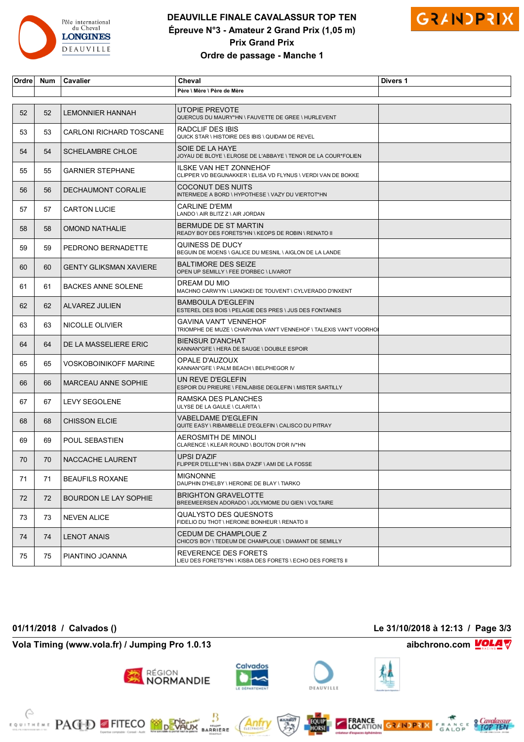# DEAUVILLE FINALE CAVALASSUR TOP TEN

## Épreuve N°3 - Amateur 2 Grand Prix (1,05 m)

## Prix Grand Prix

## Ordre de passage - Manche 1

| Ordre | Num | Cavalier | Cheval<br>Père \ Mère \ Père de Mère | Divers 1 |
|---|---|---|---|---|
| 52 | 52 | LEMONNIER HANNAH | UTOPIE PREVOTE<br>QUERCUS DU MAURY*HN \ FAUVETTE DE GREE \ HURLEVENT | |
| 53 | 53 | CARLONI RICHARD TOSCANE | RADCLIF DES IBIS<br>QUICK STAR \ HISTOIRE DES IBIS \ QUIDAM DE REVEL | |
| 54 | 54 | SCHELAMBRE CHLOE | SOIE DE LA HAYE<br>JOYAU DE BLOYE \ ELROSE DE L'ABBAYE \ TENOR DE LA COUR*FOLIEN | |
| 55 | 55 | GARNIER STEPHANE | ILSKE VAN HET ZONNEHOF<br>CLIPPER VD BEGIJNAKKER \ ELISA VD FLYNUS \ VERDI VAN DE BOKKE | |
| 56 | 56 | DECHAUMONT CORALIE | COCONUT DES NUITS<br>INTERMEDE A BORD \ HYPOTHESE \ VAZY DU VIERTOT*HN | |
| 57 | 57 | CARTON LUCIE | CARLINE D'EMM<br>LANDO \ AIR BLITZ Z \ AIR JORDAN | |
| 58 | 58 | OMOND NATHALIE | BERMUDE DE ST MARTIN<br>READY BOY DES FORETS*HN \ KEOPS DE ROBIN \ RENATO II | |
| 59 | 59 | PEDRONO BERNADETTE | QUINESS DE DUCY<br>BEGUIN DE MOENS \ GALICE DU MESNIL \ AIGLON DE LA LANDE | |
| 60 | 60 | GENTY GLIKSMAN XAVIERE | BALTIMORE DES SEIZE<br>OPEN UP SEMILLY \ FEE D'ORBEC \ LIVAROT | |
| 61 | 61 | BACKES ANNE SOLENE | DREAM DU MIO<br>MACHNO CARWYN \ LIANGKEI DE TOUVENT \ CYLVERADO D'INXENT | |
| 62 | 62 | ALVAREZ JULIEN | BAMBOULA D'EGLEFIN<br>ESTEREL DES BOIS \ PELAGIE DES PRES \ JUS DES FONTAINES | |
| 63 | 63 | NICOLLE OLIVIER | GAVINA VAN'T VENNEHOF<br>TRIOMPHE DE MUZE \ CHARVINIA VAN'T VENNEHOF \ TALEXIS VAN'T VOORHOI | |
| 64 | 64 | DE LA MASSELIERE ERIC | BIENSUR D'ANCHAT<br>KANNAN*GFE \ HERA DE SAUGE \ DOUBLE ESPOIR | |
| 65 | 65 | VOSKOBOINIKOFF MARINE | OPALE D'AUZOUX<br>KANNAN*GFE \ PALM BEACH \ BELPHEGOR IV | |
| 66 | 66 | MARCEAU ANNE SOPHIE | UN REVE D'EGLEFIN<br>ESPOIR DU PRIEURE \ FENLABISE DEGLEFIN \ MISTER SARTILLY | |
| 67 | 67 | LEVY SEGOLENE | RAMSKA DES PLANCHES<br>ULYSE DE LA GAULE \ CLARITA \ | |
| 68 | 68 | CHISSON ELCIE | VABELDAME D'EGLEFIN<br>QUITE EASY \ RIBAMBELLE D'EGLEFIN \ CALISCO DU PITRAY | |
| 69 | 69 | POUL SEBASTIEN | AEROSMITH DE MINOLI<br>CLARENCE \ KLEAR ROUND \ BOUTON D'OR IV*HN | |
| 70 | 70 | NACCACHE LAURENT | UPSI D'AZIF<br>FLIPPER D'ELLE*HN \ ISBA D'AZIF \ AMI DE LA FOSSE | |
| 71 | 71 | BEAUFILS ROXANE | MIGNONNE<br>DAUPHIN D'HELBY \ HEROINE DE BLAY \ TIARKO | |
| 72 | 72 | BOURDON LE LAY SOPHIE | BRIGHTON GRAVELOTTE<br>BREEMEERSEN ADORADO \ JOLYMOME DU GIEN \ VOLTAIRE | |
| 73 | 73 | NEVEN ALICE | QUALYSTO DES QUESNOTS<br>FIDELIO DU THOT \ HEROINE BONHEUR \ RENATO II | |
| 74 | 74 | LENOT ANAIS | CEDUM DE CHAMPLOUE Z<br>CHICO'S BOY \ TEDEUM DE CHAMPLOUE \ DIAMANT DE SEMILLY | |
| 75 | 75 | PIANTINO JOANNA | REVERENCE DES FORETS<br>LIEU DES FORETS*HN \ KISBA DES FORETS \ ECHO DES FORETS II | |

**01/11/2018 / Calvados ()** — **Le 31/10/2018 à 12:13**

**Vola Timing (www.vola.fr) / Jumping Pro 1.0.13** — **aibchrono.com**